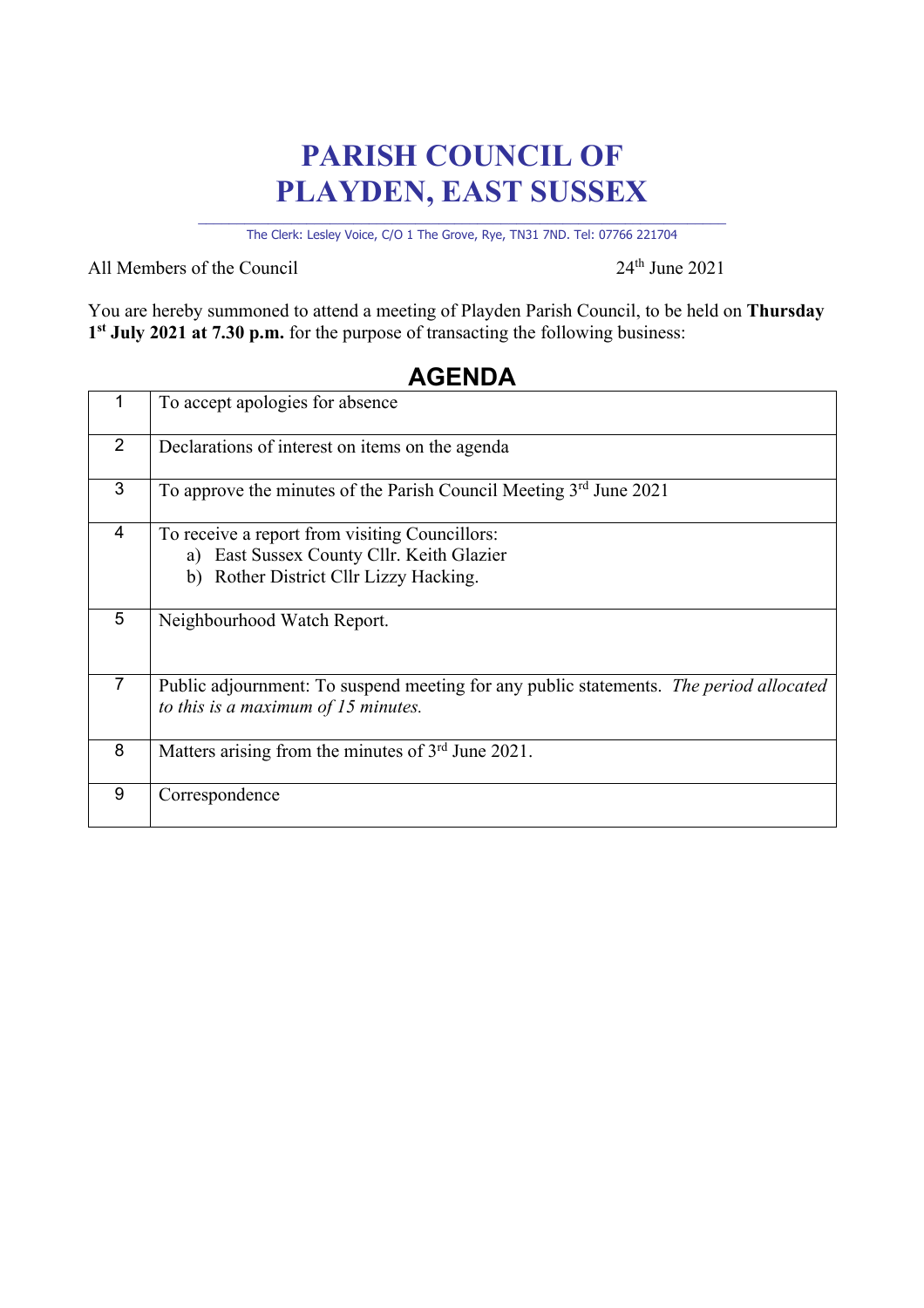# PARISH COUNCIL OF PLAYDEN, EAST SUSSEX

The Clerk: Lesley Voice, C/O 1 The Grove, Rye, TN31 7ND. Tel: 07766 221704

All Members of the Council

24th June 2021

You are hereby summoned to attend a meeting of Playden Parish Council, to be held on **Thursday 1st July 2021 at 7.30 p.m.** for the purpose of transacting the following business:

## AGENDA

| | |
|---|---|
| 1 | To accept apologies for absence |
| 2 | Declarations of interest on items on the agenda |
| 3 | To approve the minutes of the Parish Council Meeting 3rd June 2021 |
| 4 | To receive a report from visiting Councillors:<br>a) East Sussex County Cllr. Keith Glazier<br>b) Rother District Cllr Lizzy Hacking. |
| 5 | Neighbourhood Watch Report. |
| 7 | Public adjournment: To suspend meeting for any public statements. *The period allocated to this is a maximum of 15 minutes.* |
| 8 | Matters arising from the minutes of 3rd June 2021. |
| 9 | Correspondence |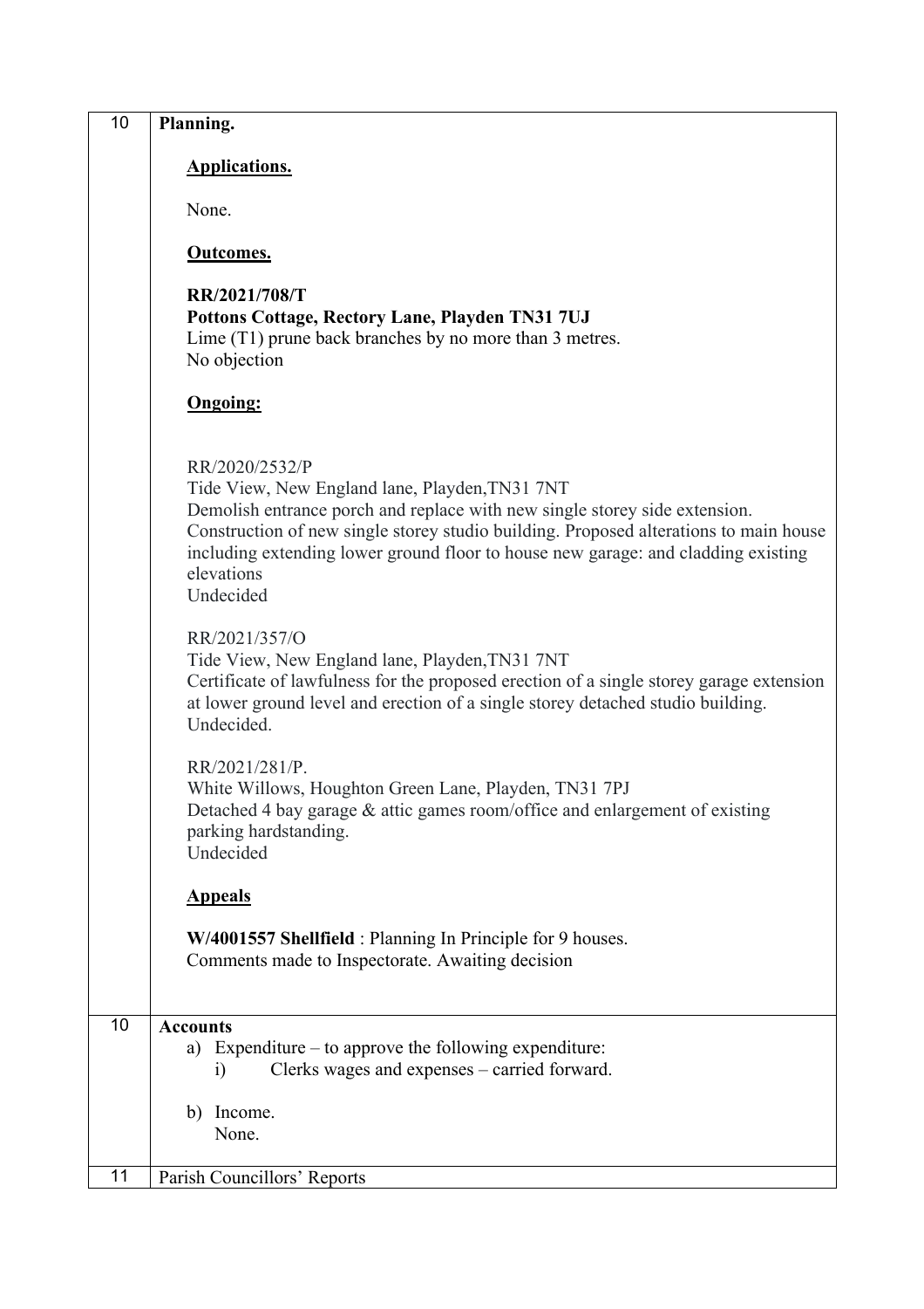| | |
|---|---|
| 10 | **Planning.**<br><br>**Applications.**<br><br>None.<br><br>**Outcomes.**<br><br>**RR/2021/708/T**<br>**Pottons Cottage, Rectory Lane, Playden TN31 7UJ**<br>Lime (T1) prune back branches by no more than 3 metres.<br>No objection<br><br>**Ongoing:**<br><br>RR/2020/2532/P<br>Tide View, New England lane, Playden,TN31 7NT<br>Demolish entrance porch and replace with new single storey side extension. Construction of new single storey studio building. Proposed alterations to main house including extending lower ground floor to house new garage: and cladding existing elevations<br>Undecided<br><br>RR/2021/357/O<br>Tide View, New England lane, Playden,TN31 7NT<br>Certificate of lawfulness for the proposed erection of a single storey garage extension at lower ground level and erection of a single storey detached studio building.<br>Undecided.<br><br>RR/2021/281/P.<br>White Willows, Houghton Green Lane, Playden, TN31 7PJ<br>Detached 4 bay garage & attic games room/office and enlargement of existing parking hardstanding.<br>Undecided<br><br>**Appeals**<br><br>**W/4001557 Shellfield** : Planning In Principle for 9 houses.<br>Comments made to Inspectorate. Awaiting decision |
| 10 | **Accounts**<br>a) Expenditure – to approve the following expenditure:<br>i) Clerks wages and expenses – carried forward.<br><br>b) Income.<br>None. |
| 11 | Parish Councillors' Reports |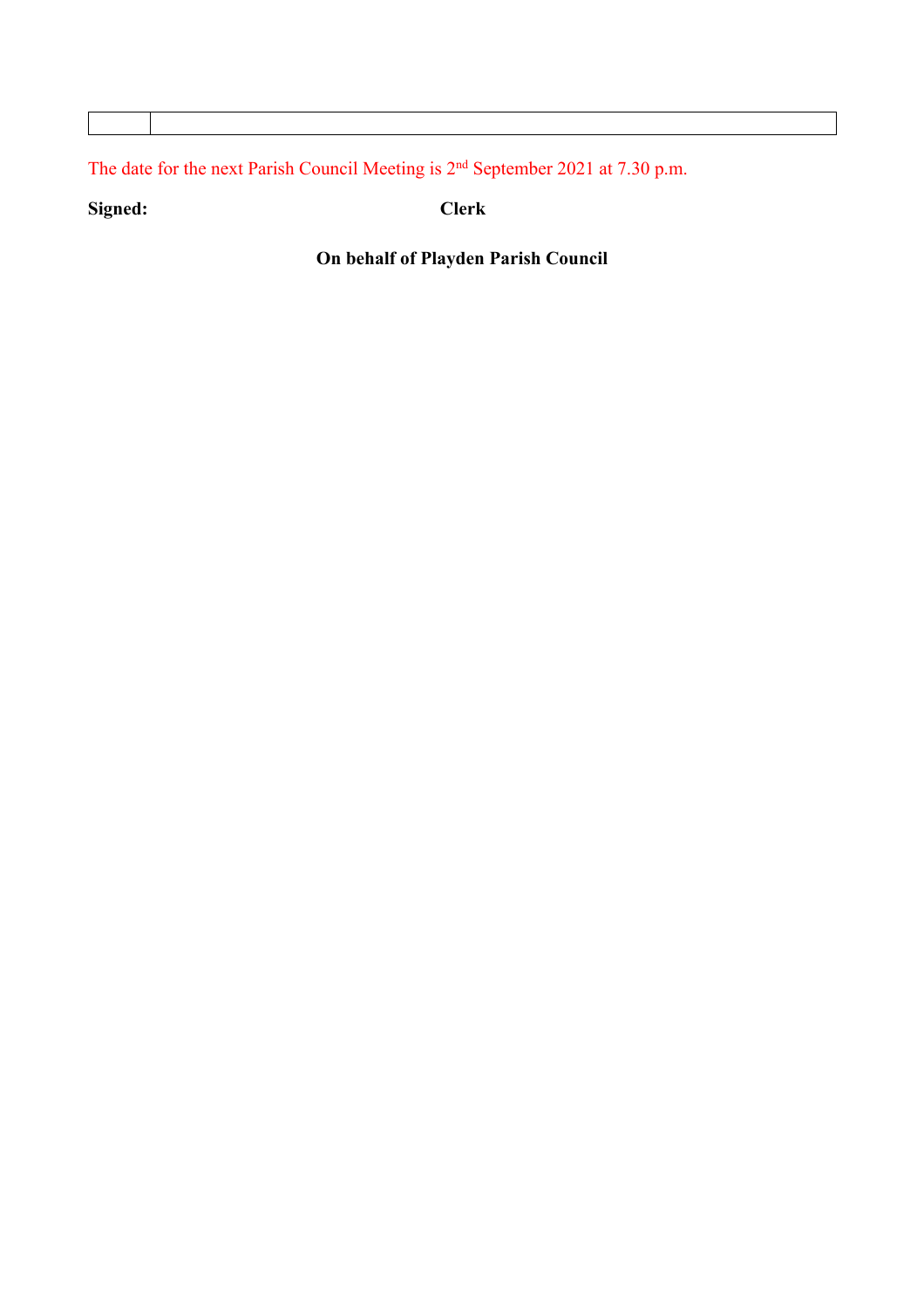| | |
|---|---|
| | |

The date for the next Parish Council Meeting is 2nd September 2021 at 7.30 p.m.

**Signed:** **Clerk**

**On behalf of Playden Parish Council**